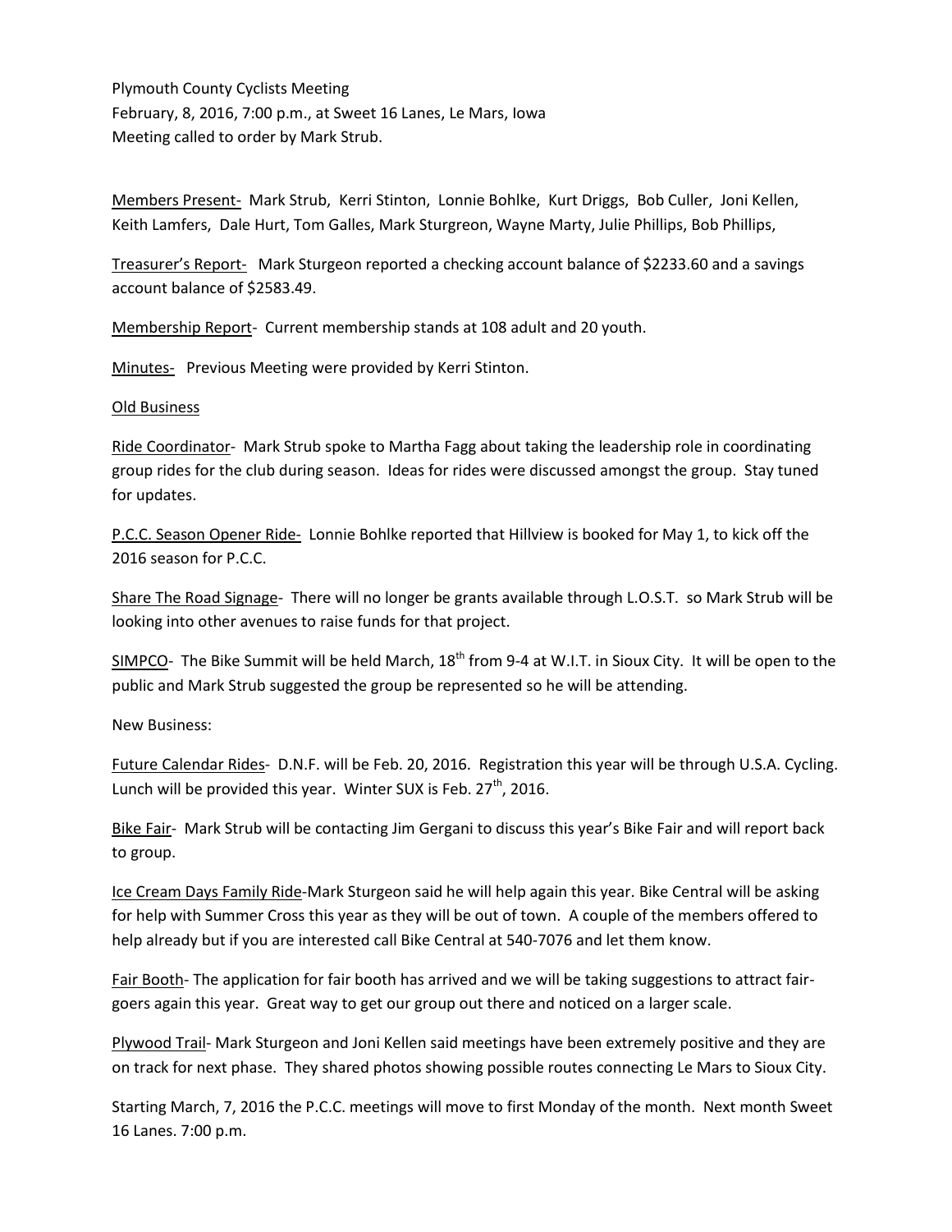Plymouth County Cyclists Meeting
February, 8, 2016, 7:00 p.m., at Sweet 16 Lanes, Le Mars, Iowa
Meeting called to order by Mark Strub.

Members Present- Mark Strub, Kerri Stinton, Lonnie Bohlke, Kurt Driggs, Bob Culler, Joni Kellen, Keith Lamfers, Dale Hurt, Tom Galles, Mark Sturgreon, Wayne Marty, Julie Phillips, Bob Phillips,

Treasurer's Report- Mark Sturgeon reported a checking account balance of $2233.60 and a savings account balance of $2583.49.

Membership Report- Current membership stands at 108 adult and 20 youth.

Minutes- Previous Meeting were provided by Kerri Stinton.

Old Business

Ride Coordinator- Mark Strub spoke to Martha Fagg about taking the leadership role in coordinating group rides for the club during season. Ideas for rides were discussed amongst the group. Stay tuned for updates.

P.C.C. Season Opener Ride- Lonnie Bohlke reported that Hillview is booked for May 1, to kick off the 2016 season for P.C.C.

Share The Road Signage- There will no longer be grants available through L.O.S.T. so Mark Strub will be looking into other avenues to raise funds for that project.

SIMPCO- The Bike Summit will be held March, 18th from 9-4 at W.I.T. in Sioux City. It will be open to the public and Mark Strub suggested the group be represented so he will be attending.

New Business:

Future Calendar Rides- D.N.F. will be Feb. 20, 2016. Registration this year will be through U.S.A. Cycling. Lunch will be provided this year. Winter SUX is Feb. 27th, 2016.

Bike Fair- Mark Strub will be contacting Jim Gergani to discuss this year's Bike Fair and will report back to group.

Ice Cream Days Family Ride-Mark Sturgeon said he will help again this year. Bike Central will be asking for help with Summer Cross this year as they will be out of town. A couple of the members offered to help already but if you are interested call Bike Central at 540-7076 and let them know.

Fair Booth- The application for fair booth has arrived and we will be taking suggestions to attract fair-goers again this year. Great way to get our group out there and noticed on a larger scale.

Plywood Trail- Mark Sturgeon and Joni Kellen said meetings have been extremely positive and they are on track for next phase. They shared photos showing possible routes connecting Le Mars to Sioux City.

Starting March, 7, 2016 the P.C.C. meetings will move to first Monday of the month. Next month Sweet 16 Lanes. 7:00 p.m.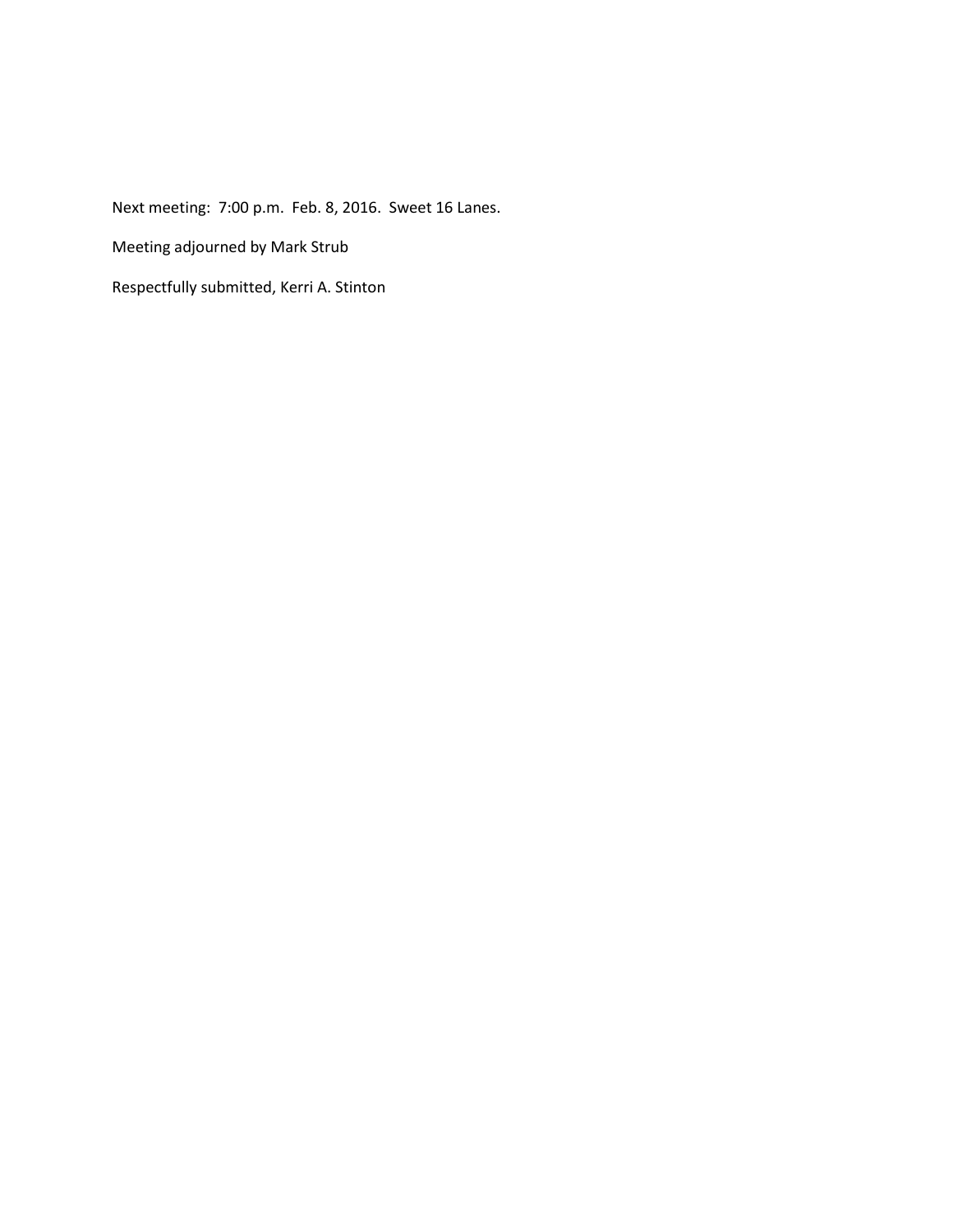Next meeting: 7:00 p.m. Feb. 8, 2016. Sweet 16 Lanes.

Meeting adjourned by Mark Strub

Respectfully submitted, Kerri A. Stinton